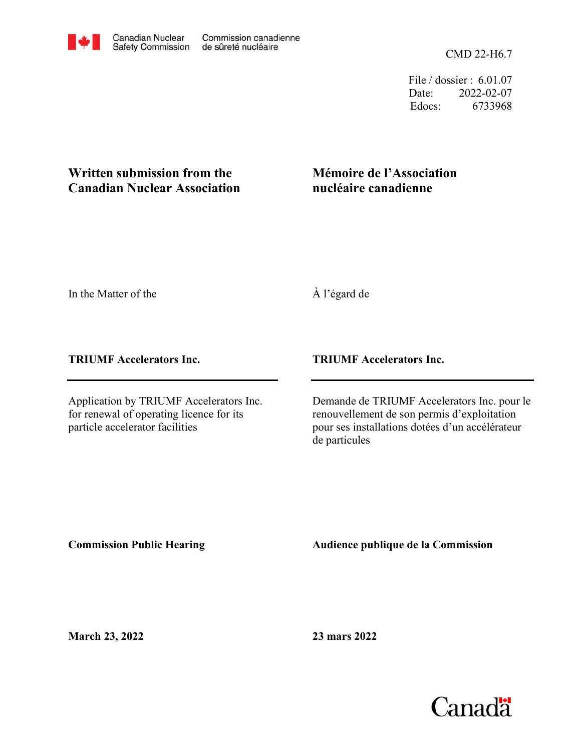Canadian Nuclear Safety Commission | Commission canadienne de sûreté nucléaire

CMD 22-H6.7

File / dossier : 6.01.07
Date: 2022-02-07
Edocs: 6733968

**Written submission from the Canadian Nuclear Association**

**Mémoire de l'Association nucléaire canadienne**

In the Matter of the

À l'égard de

**TRIUMF Accelerators Inc.**

**TRIUMF Accelerators Inc.**

---

Application by TRIUMF Accelerators Inc. for renewal of operating licence for its particle accelerator facilities

Demande de TRIUMF Accelerators Inc. pour le renouvellement de son permis d'exploitation pour ses installations dotées d'un accélérateur de particules

**Commission Public Hearing**

**Audience publique de la Commission**

**March 23, 2022**

**23 mars 2022**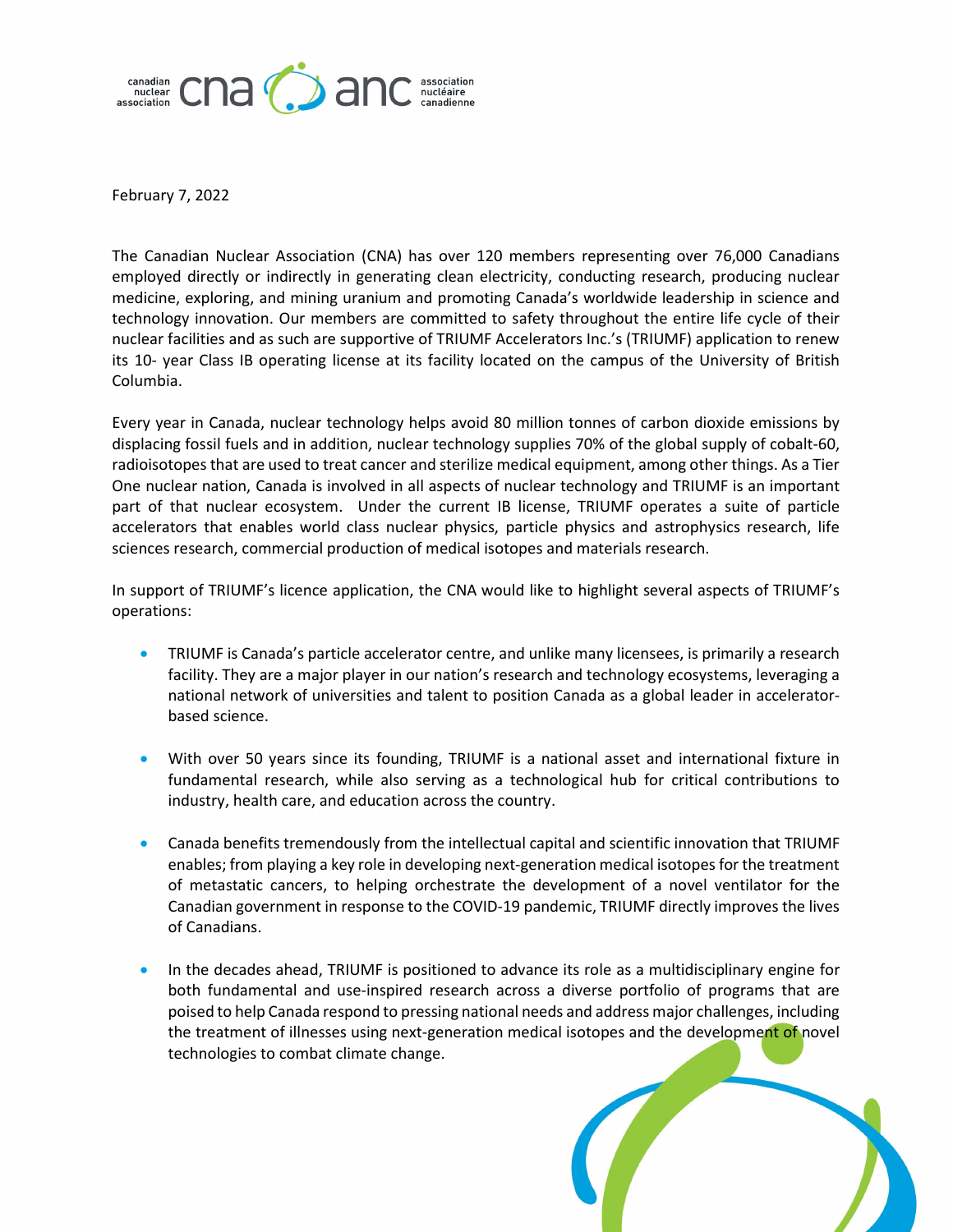February 7, 2022

The Canadian Nuclear Association (CNA) has over 120 members representing over 76,000 Canadians employed directly or indirectly in generating clean electricity, conducting research, producing nuclear medicine, exploring, and mining uranium and promoting Canada's worldwide leadership in science and technology innovation. Our members are committed to safety throughout the entire life cycle of their nuclear facilities and as such are supportive of TRIUMF Accelerators Inc.'s (TRIUMF) application to renew its 10- year Class IB operating license at its facility located on the campus of the University of British Columbia.

Every year in Canada, nuclear technology helps avoid 80 million tonnes of carbon dioxide emissions by displacing fossil fuels and in addition, nuclear technology supplies 70% of the global supply of cobalt-60, radioisotopes that are used to treat cancer and sterilize medical equipment, among other things. As a Tier One nuclear nation, Canada is involved in all aspects of nuclear technology and TRIUMF is an important part of that nuclear ecosystem. Under the current IB license, TRIUMF operates a suite of particle accelerators that enables world class nuclear physics, particle physics and astrophysics research, life sciences research, commercial production of medical isotopes and materials research.

In support of TRIUMF's licence application, the CNA would like to highlight several aspects of TRIUMF's operations:

- TRIUMF is Canada's particle accelerator centre, and unlike many licensees, is primarily a research facility. They are a major player in our nation's research and technology ecosystems, leveraging a national network of universities and talent to position Canada as a global leader in accelerator-based science.

- With over 50 years since its founding, TRIUMF is a national asset and international fixture in fundamental research, while also serving as a technological hub for critical contributions to industry, health care, and education across the country.

- Canada benefits tremendously from the intellectual capital and scientific innovation that TRIUMF enables; from playing a key role in developing next-generation medical isotopes for the treatment of metastatic cancers, to helping orchestrate the development of a novel ventilator for the Canadian government in response to the COVID-19 pandemic, TRIUMF directly improves the lives of Canadians.

- In the decades ahead, TRIUMF is positioned to advance its role as a multidisciplinary engine for both fundamental and use-inspired research across a diverse portfolio of programs that are poised to help Canada respond to pressing national needs and address major challenges, including the treatment of illnesses using next-generation medical isotopes and the development of novel technologies to combat climate change.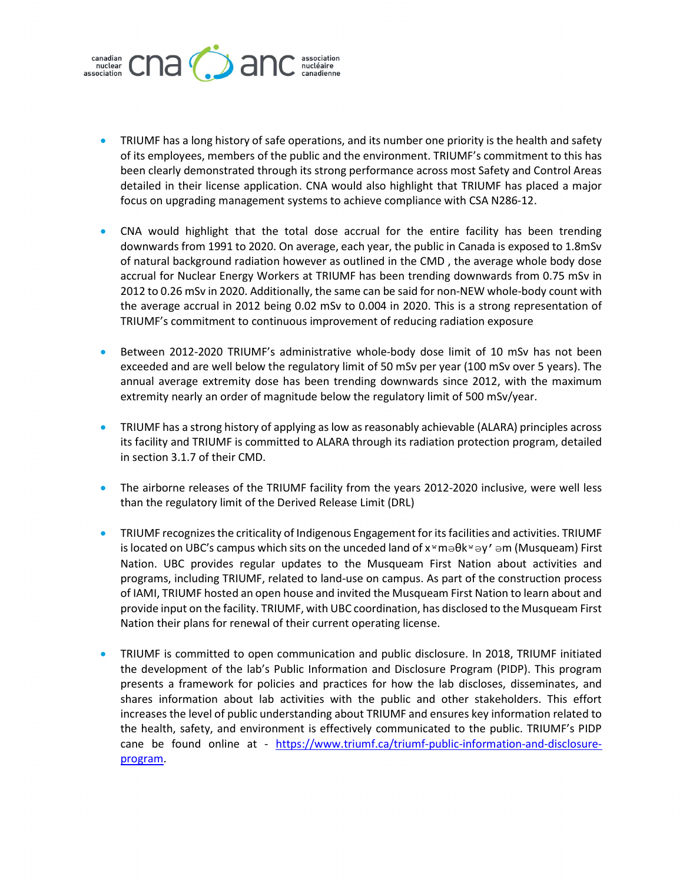- TRIUMF has a long history of safe operations, and its number one priority is the health and safety of its employees, members of the public and the environment. TRIUMF's commitment to this has been clearly demonstrated through its strong performance across most Safety and Control Areas detailed in their license application. CNA would also highlight that TRIUMF has placed a major focus on upgrading management systems to achieve compliance with CSA N286-12.

- CNA would highlight that the total dose accrual for the entire facility has been trending downwards from 1991 to 2020. On average, each year, the public in Canada is exposed to 1.8mSv of natural background radiation however as outlined in the CMD , the average whole body dose accrual for Nuclear Energy Workers at TRIUMF has been trending downwards from 0.75 mSv in 2012 to 0.26 mSv in 2020. Additionally, the same can be said for non-NEW whole-body count with the average accrual in 2012 being 0.02 mSv to 0.004 in 2020. This is a strong representation of TRIUMF's commitment to continuous improvement of reducing radiation exposure

- Between 2012-2020 TRIUMF's administrative whole-body dose limit of 10 mSv has not been exceeded and are well below the regulatory limit of 50 mSv per year (100 mSv over 5 years). The annual average extremity dose has been trending downwards since 2012, with the maximum extremity nearly an order of magnitude below the regulatory limit of 500 mSv/year.

- TRIUMF has a strong history of applying as low as reasonably achievable (ALARA) principles across its facility and TRIUMF is committed to ALARA through its radiation protection program, detailed in section 3.1.7 of their CMD.

- The airborne releases of the TRIUMF facility from the years 2012-2020 inclusive, were well less than the regulatory limit of the Derived Release Limit (DRL)

- TRIUMF recognizes the criticality of Indigenous Engagement for its facilities and activities. TRIUMF is located on UBC's campus which sits on the unceded land of xʷməθkʷəy̓əm (Musqueam) First Nation. UBC provides regular updates to the Musqueam First Nation about activities and programs, including TRIUMF, related to land-use on campus. As part of the construction process of IAMI, TRIUMF hosted an open house and invited the Musqueam First Nation to learn about and provide input on the facility. TRIUMF, with UBC coordination, has disclosed to the Musqueam First Nation their plans for renewal of their current operating license.

- TRIUMF is committed to open communication and public disclosure. In 2018, TRIUMF initiated the development of the lab's Public Information and Disclosure Program (PIDP). This program presents a framework for policies and practices for how the lab discloses, disseminates, and shares information about lab activities with the public and other stakeholders. This effort increases the level of public understanding about TRIUMF and ensures key information related to the health, safety, and environment is effectively communicated to the public. TRIUMF's PIDP cane be found online at - [https://www.triumf.ca/triumf-public-information-and-disclosure-program](https://www.triumf.ca/triumf-public-information-and-disclosure-program).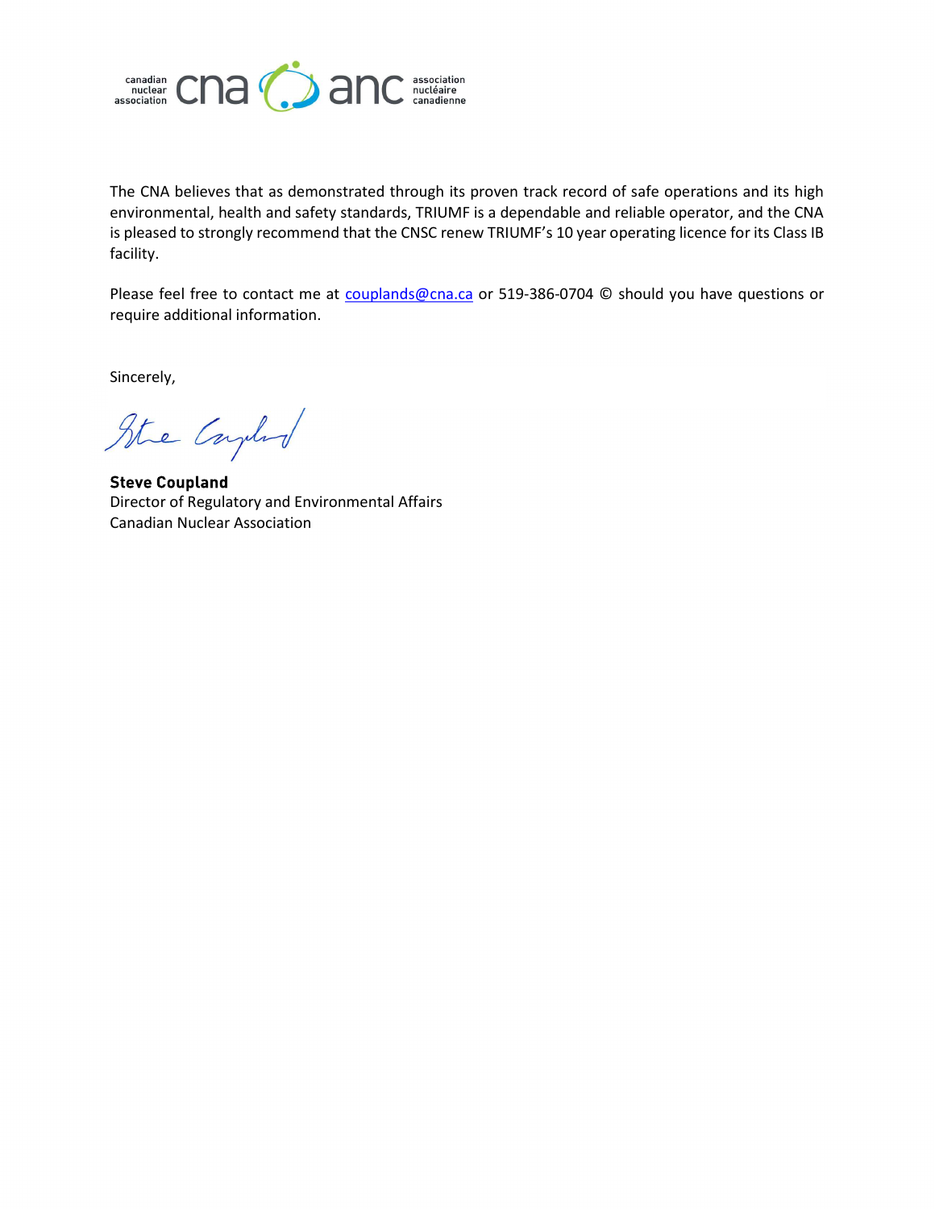The CNA believes that as demonstrated through its proven track record of safe operations and its high environmental, health and safety standards, TRIUMF is a dependable and reliable operator, and the CNA is pleased to strongly recommend that the CNSC renew TRIUMF's 10 year operating licence for its Class IB facility.

Please feel free to contact me at couplands@cna.ca or 519-386-0704 © should you have questions or require additional information.

Sincerely,

**Steve Coupland**
Director of Regulatory and Environmental Affairs
Canadian Nuclear Association